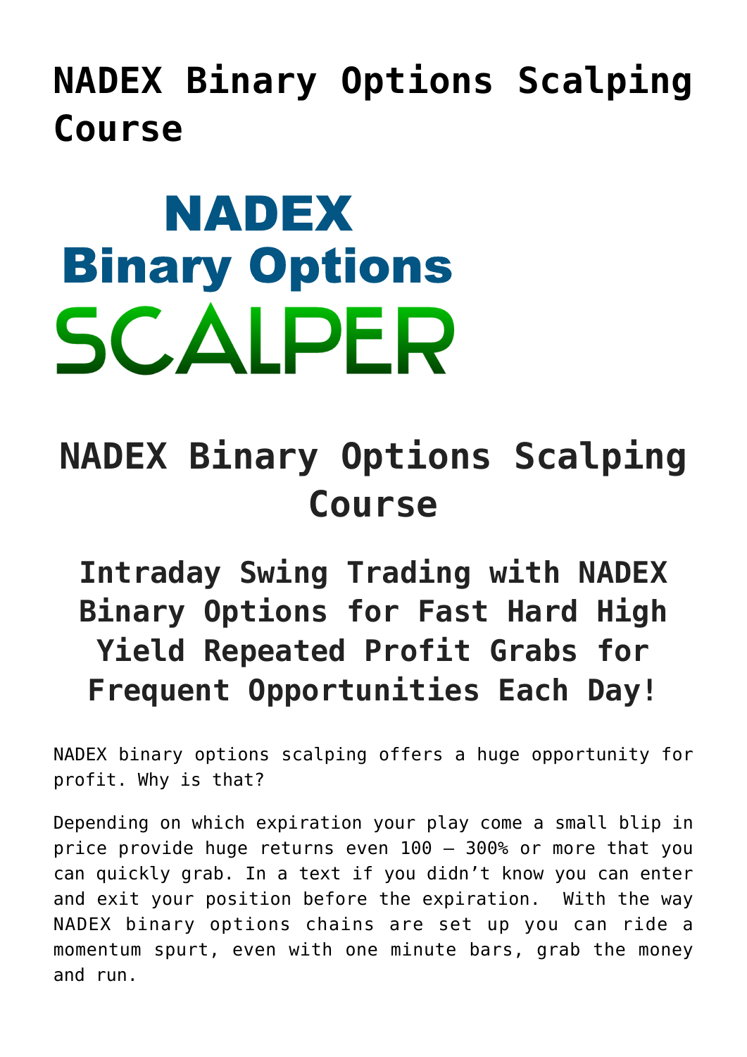# NADEX Binary Options Scalping Course

NADEX
Binary Options
SCALPER

## NADEX Binary Options Scalping Course

### Intraday Swing Trading with NADEX Binary Options for Fast Hard High Yield Repeated Profit Grabs for Frequent Opportunities Each Day!

NADEX binary options scalping offers a huge opportunity for profit. Why is that?

Depending on which expiration your play come a small blip in price provide huge returns even 100 – 300% or more that you can quickly grab. In a text if you didn't know you can enter and exit your position before the expiration. With the way NADEX binary options chains are set up you can ride a momentum spurt, even with one minute bars, grab the money and run.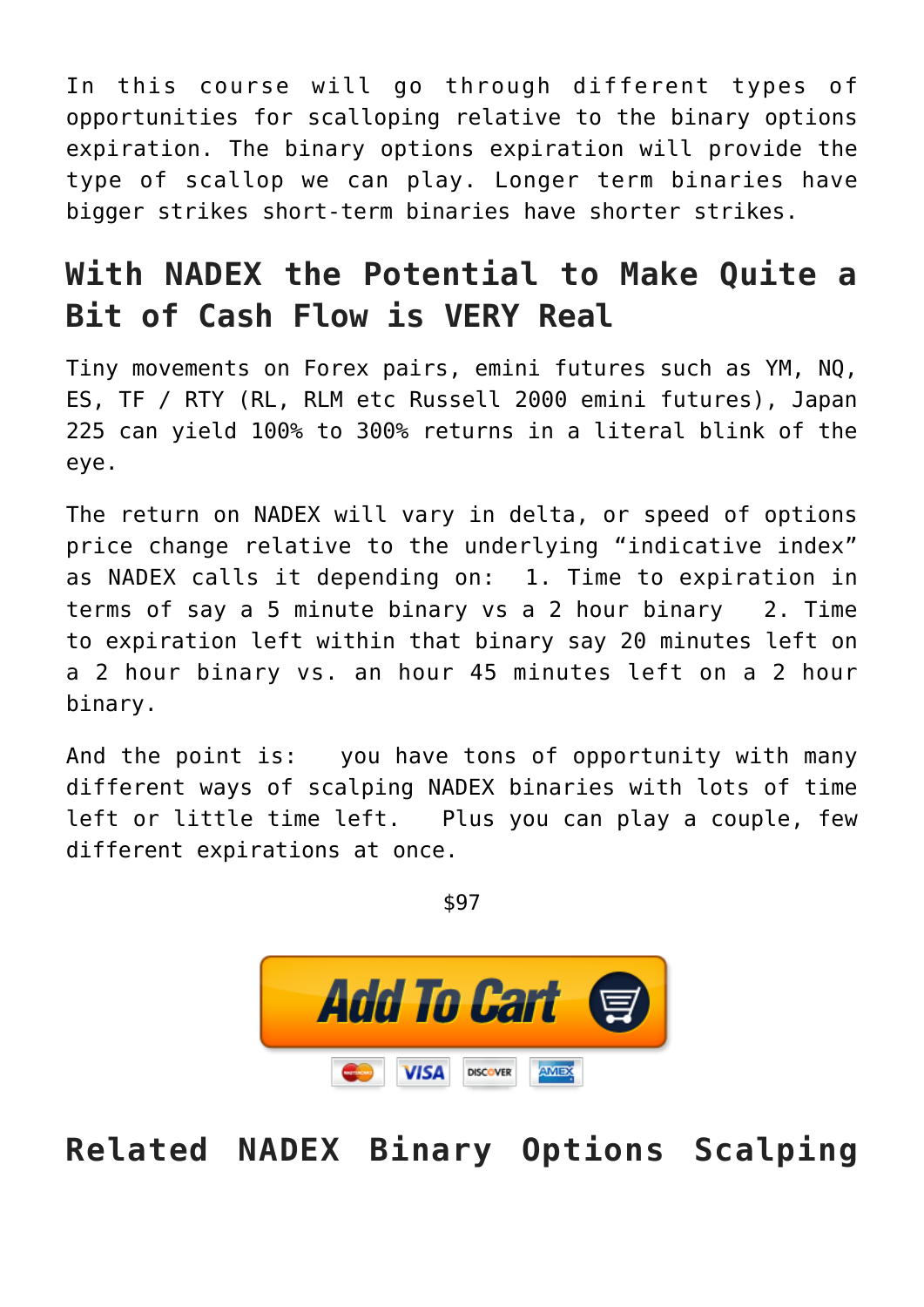In this course will go through different types of opportunities for scalloping relative to the binary options expiration. The binary options expiration will provide the type of scallop we can play. Longer term binaries have bigger strikes short-term binaries have shorter strikes.

## With NADEX the Potential to Make Quite a Bit of Cash Flow is VERY Real

Tiny movements on Forex pairs, emini futures such as YM, NQ, ES, TF / RTY (RL, RLM etc Russell 2000 emini futures), Japan 225 can yield 100% to 300% returns in a literal blink of the eye.

The return on NADEX will vary in delta, or speed of options price change relative to the underlying "indicative index" as NADEX calls it depending on: 1. Time to expiration in terms of say a 5 minute binary vs a 2 hour binary 2. Time to expiration left within that binary say 20 minutes left on a 2 hour binary vs. an hour 45 minutes left on a 2 hour binary.

And the point is: you have tons of opportunity with many different ways of scalping NADEX binaries with lots of time left or little time left. Plus you can play a couple, few different expirations at once.

$97

Add To Cart

## Related NADEX Binary Options Scalping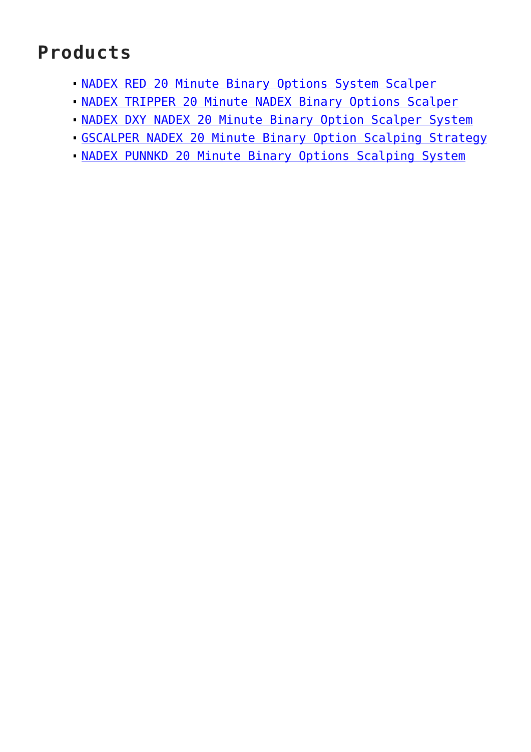## Products

- NADEX RED 20 Minute Binary Options System Scalper
- NADEX TRIPPER 20 Minute NADEX Binary Options Scalper
- NADEX DXY NADEX 20 Minute Binary Option Scalper System
- GSCALPER NADEX 20 Minute Binary Option Scalping Strategy
- NADEX PUNNKD 20 Minute Binary Options Scalping System